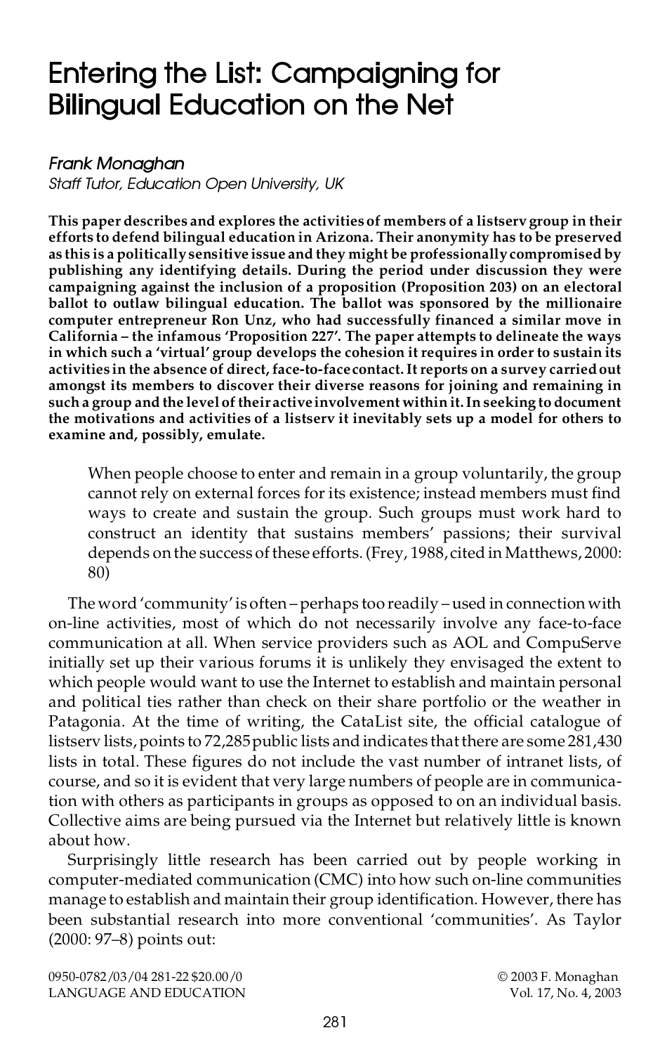# Entering the List: Campaigning for Bilingual Education on the Net

*Frank Monaghan*
*Staff Tutor, Education Open University, UK*

**This paper describes and explores the activities of members of a listserv group in their efforts to defend bilingual education in Arizona. Their anonymity has to be preserved as this is a politically sensitive issue and they might be professionally compromised by publishing any identifying details. During the period under discussion they were campaigning against the inclusion of a proposition (Proposition 203) on an electoral ballot to outlaw bilingual education. The ballot was sponsored by the millionaire computer entrepreneur Ron Unz, who had successfully financed a similar move in California – the infamous 'Proposition 227'. The paper attempts to delineate the ways in which such a 'virtual' group develops the cohesion it requires in order to sustain its activities in the absence of direct, face-to-face contact. It reports on a survey carried out amongst its members to discover their diverse reasons for joining and remaining in such a group and the level of their active involvement within it. In seeking to document the motivations and activities of a listserv it inevitably sets up a model for others to examine and, possibly, emulate.**

> When people choose to enter and remain in a group voluntarily, the group cannot rely on external forces for its existence; instead members must find ways to create and sustain the group. Such groups must work hard to construct an identity that sustains members' passions; their survival depends on the success of these efforts. (Frey, 1988, cited in Matthews, 2000: 80)

The word 'community' is often – perhaps too readily – used in connection with on-line activities, most of which do not necessarily involve any face-to-face communication at all. When service providers such as AOL and CompuServe initially set up their various forums it is unlikely they envisaged the extent to which people would want to use the Internet to establish and maintain personal and political ties rather than check on their share portfolio or the weather in Patagonia. At the time of writing, the CataList site, the official catalogue of listserv lists, points to 72,285 public lists and indicates that there are some 281,430 lists in total. These figures do not include the vast number of intranet lists, of course, and so it is evident that very large numbers of people are in communication with others as participants in groups as opposed to on an individual basis. Collective aims are being pursued via the Internet but relatively little is known about how.

Surprisingly little research has been carried out by people working in computer-mediated communication (CMC) into how such on-line communities manage to establish and maintain their group identification. However, there has been substantial research into more conventional 'communities'. As Taylor (2000: 97–8) points out:

0950-0782/03/04 281-22 $20.00/0 © 2003 F. Monaghan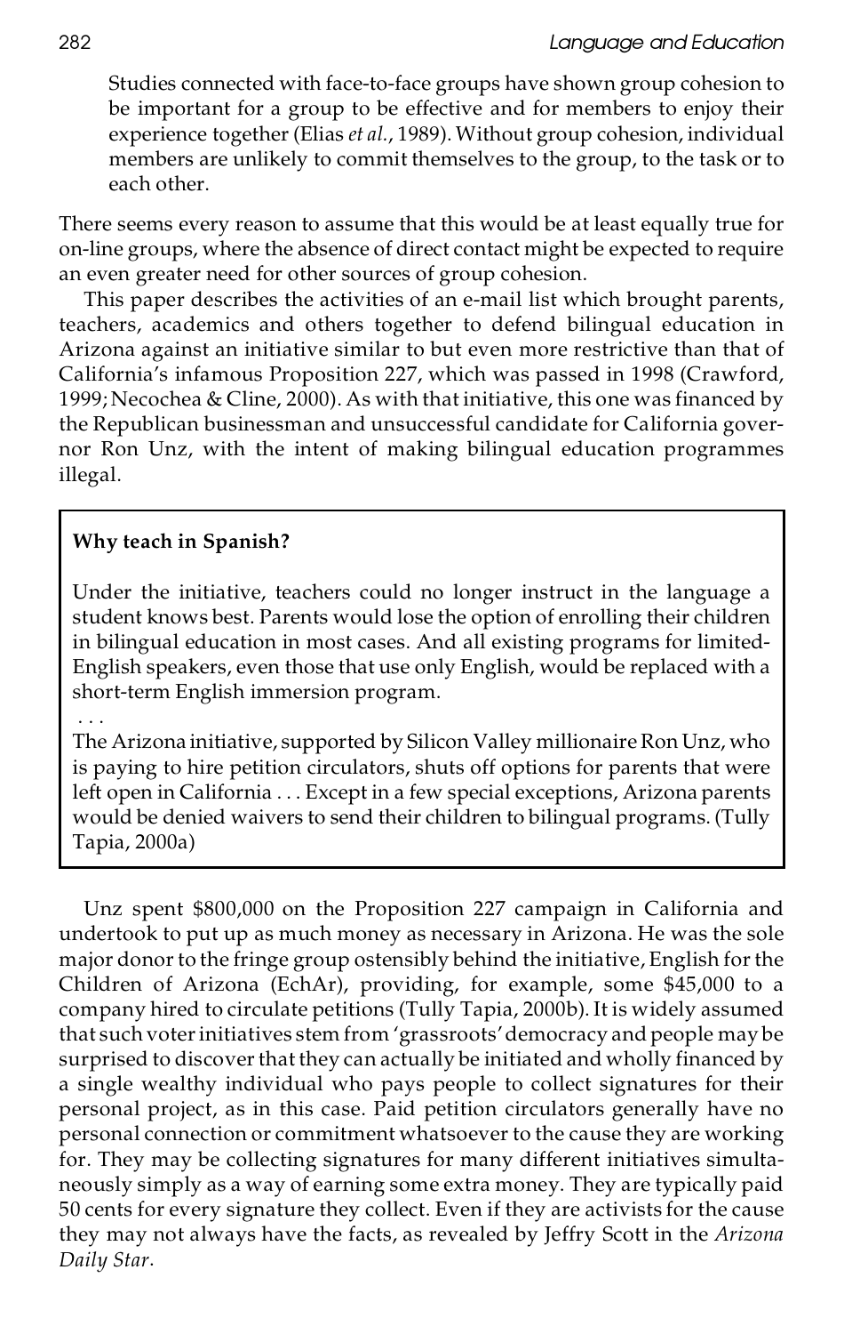> Studies connected with face-to-face groups have shown group cohesion to be important for a group to be effective and for members to enjoy their experience together (Elias *et al.*, 1989). Without group cohesion, individual members are unlikely to commit themselves to the group, to the task or to each other.

There seems every reason to assume that this would be at least equally true for on-line groups, where the absence of direct contact might be expected to require an even greater need for other sources of group cohesion.

This paper describes the activities of an e-mail list which brought parents, teachers, academics and others together to defend bilingual education in Arizona against an initiative similar to but even more restrictive than that of California's infamous Proposition 227, which was passed in 1998 (Crawford, 1999; Necochea & Cline, 2000). As with that initiative, this one was financed by the Republican businessman and unsuccessful candidate for California governor Ron Unz, with the intent of making bilingual education programmes illegal.

> **Why teach in Spanish?**
>
> Under the initiative, teachers could no longer instruct in the language a student knows best. Parents would lose the option of enrolling their children in bilingual education in most cases. And all existing programs for limited-English speakers, even those that use only English, would be replaced with a short-term English immersion program.
>
> . . .
>
> The Arizona initiative, supported by Silicon Valley millionaire Ron Unz, who is paying to hire petition circulators, shuts off options for parents that were left open in California . . . Except in a few special exceptions, Arizona parents would be denied waivers to send their children to bilingual programs. (Tully Tapia, 2000a)

Unz spent $800,000 on the Proposition 227 campaign in California and undertook to put up as much money as necessary in Arizona. He was the sole major donor to the fringe group ostensibly behind the initiative, English for the Children of Arizona (EchAr), providing, for example, some $45,000 to a company hired to circulate petitions (Tully Tapia, 2000b). It is widely assumed that such voter initiatives stem from 'grassroots' democracy and people may be surprised to discover that they can actually be initiated and wholly financed by a single wealthy individual who pays people to collect signatures for their personal project, as in this case. Paid petition circulators generally have no personal connection or commitment whatsoever to the cause they are working for. They may be collecting signatures for many different initiatives simultaneously simply as a way of earning some extra money. They are typically paid 50 cents for every signature they collect. Even if they are activists for the cause they may not always have the facts, as revealed by Jeffry Scott in the *Arizona Daily Star*.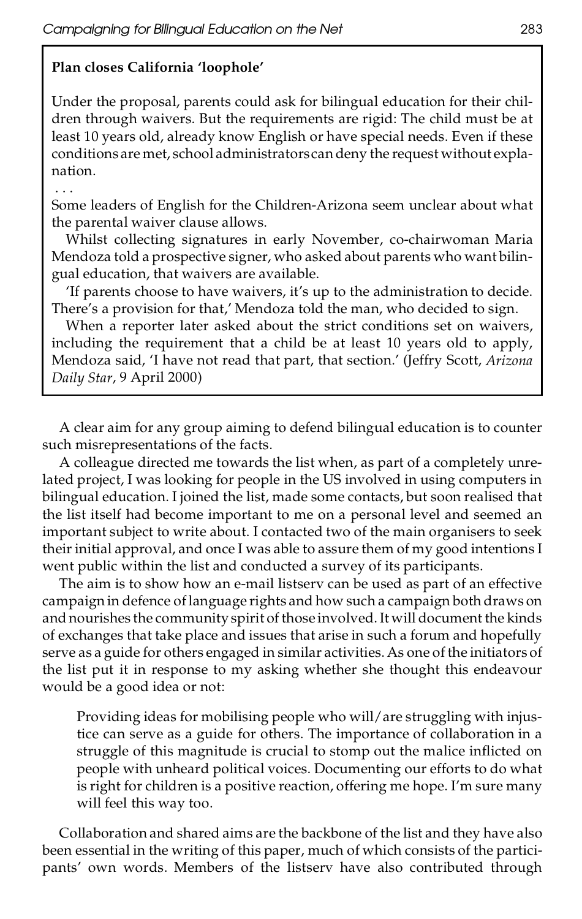> **Plan closes California 'loophole'**
>
> Under the proposal, parents could ask for bilingual education for their children through waivers. But the requirements are rigid: The child must be at least 10 years old, already know English or have special needs. Even if these conditions are met, school administrators can deny the request without explanation.
>
> . . .
>
> Some leaders of English for the Children-Arizona seem unclear about what the parental waiver clause allows.
>
> Whilst collecting signatures in early November, co-chairwoman Maria Mendoza told a prospective signer, who asked about parents who want bilingual education, that waivers are available.
>
> 'If parents choose to have waivers, it's up to the administration to decide. There's a provision for that,' Mendoza told the man, who decided to sign.
>
> When a reporter later asked about the strict conditions set on waivers, including the requirement that a child be at least 10 years old to apply, Mendoza said, 'I have not read that part, that section.' (Jeffry Scott, *Arizona Daily Star*, 9 April 2000)

A clear aim for any group aiming to defend bilingual education is to counter such misrepresentations of the facts.

A colleague directed me towards the list when, as part of a completely unrelated project, I was looking for people in the US involved in using computers in bilingual education. I joined the list, made some contacts, but soon realised that the list itself had become important to me on a personal level and seemed an important subject to write about. I contacted two of the main organisers to seek their initial approval, and once I was able to assure them of my good intentions I went public within the list and conducted a survey of its participants.

The aim is to show how an e-mail listserv can be used as part of an effective campaign in defence of language rights and how such a campaign both draws on and nourishes the community spirit of those involved. It will document the kinds of exchanges that take place and issues that arise in such a forum and hopefully serve as a guide for others engaged in similar activities. As one of the initiators of the list put it in response to my asking whether she thought this endeavour would be a good idea or not:

> Providing ideas for mobilising people who will/are struggling with injustice can serve as a guide for others. The importance of collaboration in a struggle of this magnitude is crucial to stomp out the malice inflicted on people with unheard political voices. Documenting our efforts to do what is right for children is a positive reaction, offering me hope. I'm sure many will feel this way too.

Collaboration and shared aims are the backbone of the list and they have also been essential in the writing of this paper, much of which consists of the participants' own words. Members of the listserv have also contributed through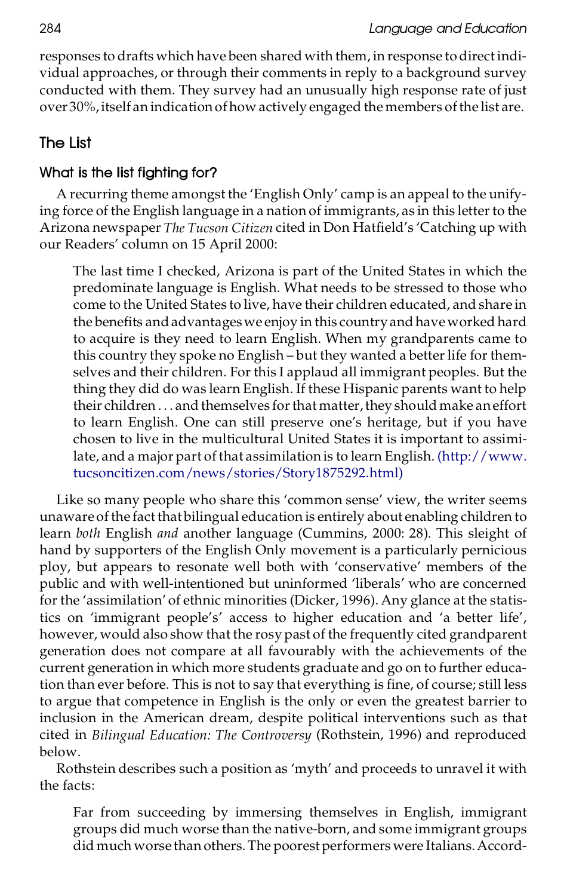responses to drafts which have been shared with them, in response to direct individual approaches, or through their comments in reply to a background survey conducted with them. They survey had an unusually high response rate of just over 30%, itself an indication of how actively engaged the members of the list are.

## The List

### What is the list fighting for?

A recurring theme amongst the 'English Only' camp is an appeal to the unifying force of the English language in a nation of immigrants, as in this letter to the Arizona newspaper *The Tucson Citizen* cited in Don Hatfield's 'Catching up with our Readers' column on 15 April 2000:

> The last time I checked, Arizona is part of the United States in which the predominate language is English. What needs to be stressed to those who come to the United States to live, have their children educated, and share in the benefits and advantages we enjoy in this country and have worked hard to acquire is they need to learn English. When my grandparents came to this country they spoke no English – but they wanted a better life for themselves and their children. For this I applaud all immigrant peoples. But the thing they did do was learn English. If these Hispanic parents want to help their children . . . and themselves for that matter, they should make an effort to learn English. One can still preserve one's heritage, but if you have chosen to live in the multicultural United States it is important to assimilate, and a major part of that assimilation is to learn English. (http://www.tucsoncitizen.com/news/stories/Story1875292.html)

Like so many people who share this 'common sense' view, the writer seems unaware of the fact that bilingual education is entirely about enabling children to learn *both* English *and* another language (Cummins, 2000: 28). This sleight of hand by supporters of the English Only movement is a particularly pernicious ploy, but appears to resonate well both with 'conservative' members of the public and with well-intentioned but uninformed 'liberals' who are concerned for the 'assimilation' of ethnic minorities (Dicker, 1996). Any glance at the statistics on 'immigrant people's' access to higher education and 'a better life', however, would also show that the rosy past of the frequently cited grandparent generation does not compare at all favourably with the achievements of the current generation in which more students graduate and go on to further education than ever before. This is not to say that everything is fine, of course; still less to argue that competence in English is the only or even the greatest barrier to inclusion in the American dream, despite political interventions such as that cited in *Bilingual Education: The Controversy* (Rothstein, 1996) and reproduced below.

Rothstein describes such a position as 'myth' and proceeds to unravel it with the facts:

> Far from succeeding by immersing themselves in English, immigrant groups did much worse than the native-born, and some immigrant groups did much worse than others. The poorest performers were Italians. Accord-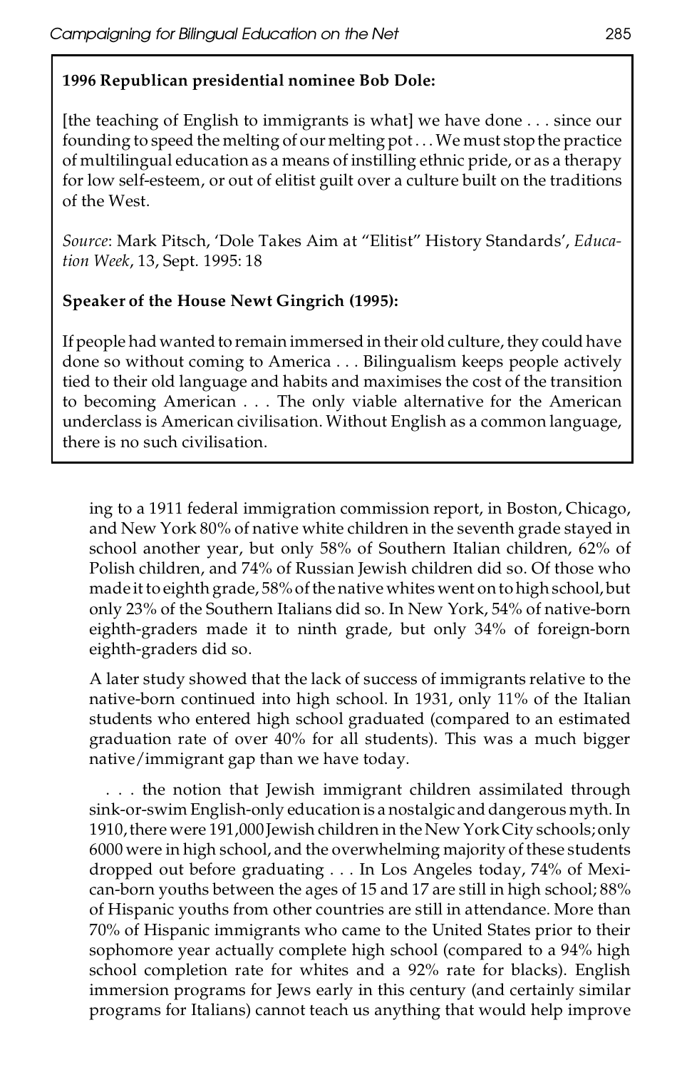**1996 Republican presidential nominee Bob Dole:**

[the teaching of English to immigrants is what] we have done . . . since our founding to speed the melting of our melting pot . . . We must stop the practice of multilingual education as a means of instilling ethnic pride, or as a therapy for low self-esteem, or out of elitist guilt over a culture built on the traditions of the West.

*Source*: Mark Pitsch, 'Dole Takes Aim at "Elitist" History Standards', *Education Week*, 13, Sept. 1995: 18

**Speaker of the House Newt Gingrich (1995):**

If people had wanted to remain immersed in their old culture, they could have done so without coming to America . . . Bilingualism keeps people actively tied to their old language and habits and maximises the cost of the transition to becoming American . . . The only viable alternative for the American underclass is American civilisation. Without English as a common language, there is no such civilisation.

ing to a 1911 federal immigration commission report, in Boston, Chicago, and New York 80% of native white children in the seventh grade stayed in school another year, but only 58% of Southern Italian children, 62% of Polish children, and 74% of Russian Jewish children did so. Of those who made it to eighth grade, 58% of the native whites went on to high school, but only 23% of the Southern Italians did so. In New York, 54% of native-born eighth-graders made it to ninth grade, but only 34% of foreign-born eighth-graders did so.

A later study showed that the lack of success of immigrants relative to the native-born continued into high school. In 1931, only 11% of the Italian students who entered high school graduated (compared to an estimated graduation rate of over 40% for all students). This was a much bigger native/immigrant gap than we have today.

. . . the notion that Jewish immigrant children assimilated through sink-or-swim English-only education is a nostalgic and dangerous myth. In 1910, there were 191,000 Jewish children in the New York City schools; only 6000 were in high school, and the overwhelming majority of these students dropped out before graduating . . . In Los Angeles today, 74% of Mexican-born youths between the ages of 15 and 17 are still in high school; 88% of Hispanic youths from other countries are still in attendance. More than 70% of Hispanic immigrants who came to the United States prior to their sophomore year actually complete high school (compared to a 94% high school completion rate for whites and a 92% rate for blacks). English immersion programs for Jews early in this century (and certainly similar programs for Italians) cannot teach us anything that would help improve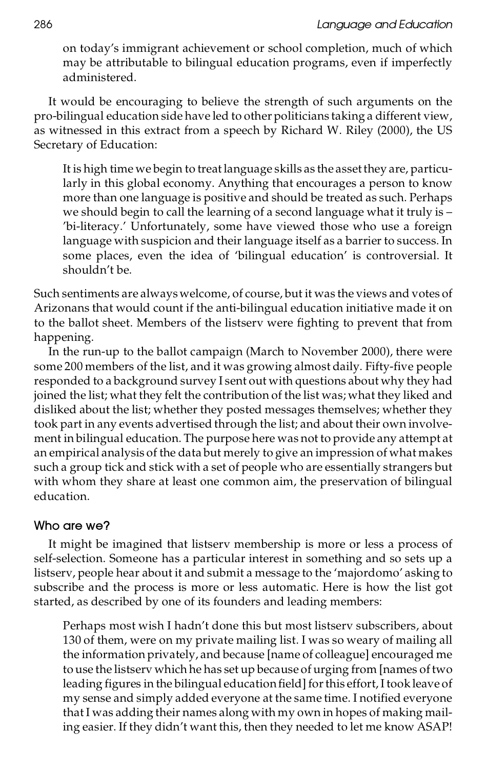> on today's immigrant achievement or school completion, much of which may be attributable to bilingual education programs, even if imperfectly administered.

It would be encouraging to believe the strength of such arguments on the pro-bilingual education side have led to other politicians taking a different view, as witnessed in this extract from a speech by Richard W. Riley (2000), the US Secretary of Education:

> It is high time we begin to treat language skills as the asset they are, particularly in this global economy. Anything that encourages a person to know more than one language is positive and should be treated as such. Perhaps we should begin to call the learning of a second language what it truly is – 'bi-literacy.' Unfortunately, some have viewed those who use a foreign language with suspicion and their language itself as a barrier to success. In some places, even the idea of 'bilingual education' is controversial. It shouldn't be.

Such sentiments are always welcome, of course, but it was the views and votes of Arizonans that would count if the anti-bilingual education initiative made it on to the ballot sheet. Members of the listserv were fighting to prevent that from happening.

In the run-up to the ballot campaign (March to November 2000), there were some 200 members of the list, and it was growing almost daily. Fifty-five people responded to a background survey I sent out with questions about why they had joined the list; what they felt the contribution of the list was; what they liked and disliked about the list; whether they posted messages themselves; whether they took part in any events advertised through the list; and about their own involvement in bilingual education. The purpose here was not to provide any attempt at an empirical analysis of the data but merely to give an impression of what makes such a group tick and stick with a set of people who are essentially strangers but with whom they share at least one common aim, the preservation of bilingual education.

## Who are we?

It might be imagined that listserv membership is more or less a process of self-selection. Someone has a particular interest in something and so sets up a listserv, people hear about it and submit a message to the 'majordomo' asking to subscribe and the process is more or less automatic. Here is how the list got started, as described by one of its founders and leading members:

> Perhaps most wish I hadn't done this but most listserv subscribers, about 130 of them, were on my private mailing list. I was so weary of mailing all the information privately, and because [name of colleague] encouraged me to use the listserv which he has set up because of urging from [names of two leading figures in the bilingual education field] for this effort, I took leave of my sense and simply added everyone at the same time. I notified everyone that I was adding their names along with my own in hopes of making mailing easier. If they didn't want this, then they needed to let me know ASAP!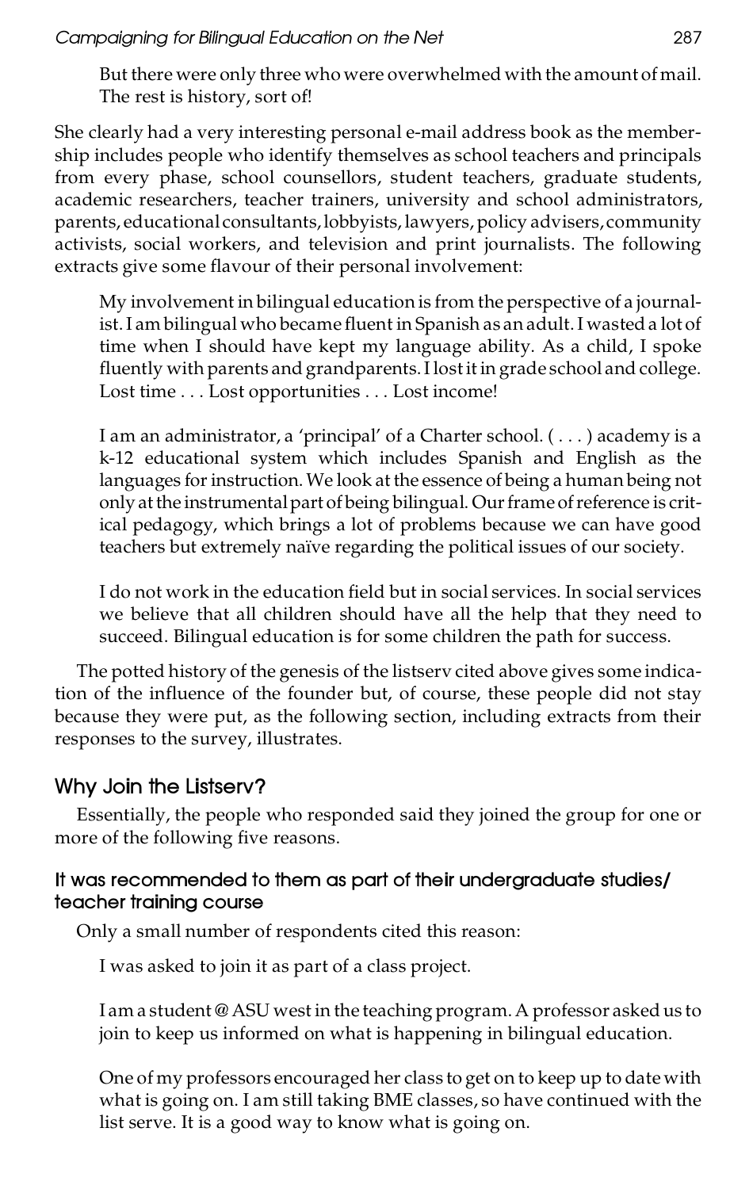But there were only three who were overwhelmed with the amount of mail. The rest is history, sort of!

She clearly had a very interesting personal e-mail address book as the membership includes people who identify themselves as school teachers and principals from every phase, school counsellors, student teachers, graduate students, academic researchers, teacher trainers, university and school administrators, parents, educational consultants, lobbyists, lawyers, policy advisers, community activists, social workers, and television and print journalists. The following extracts give some flavour of their personal involvement:

> My involvement in bilingual education is from the perspective of a journalist. I am bilingual who became fluent in Spanish as an adult. I wasted a lot of time when I should have kept my language ability. As a child, I spoke fluently with parents and grandparents. I lost it in grade school and college. Lost time . . . Lost opportunities . . . Lost income!

> I am an administrator, a 'principal' of a Charter school. ( . . . ) academy is a k-12 educational system which includes Spanish and English as the languages for instruction. We look at the essence of being a human being not only at the instrumental part of being bilingual. Our frame of reference is critical pedagogy, which brings a lot of problems because we can have good teachers but extremely naïve regarding the political issues of our society.

> I do not work in the education field but in social services. In social services we believe that all children should have all the help that they need to succeed. Bilingual education is for some children the path for success.

The potted history of the genesis of the listserv cited above gives some indication of the influence of the founder but, of course, these people did not stay because they were put, as the following section, including extracts from their responses to the survey, illustrates.

## Why Join the Listserv?

Essentially, the people who responded said they joined the group for one or more of the following five reasons.

### It was recommended to them as part of their undergraduate studies/ teacher training course

Only a small number of respondents cited this reason:

> I was asked to join it as part of a class project.

> I am a student @ ASU west in the teaching program. A professor asked us to join to keep us informed on what is happening in bilingual education.

> One of my professors encouraged her class to get on to keep up to date with what is going on. I am still taking BME classes, so have continued with the list serve. It is a good way to know what is going on.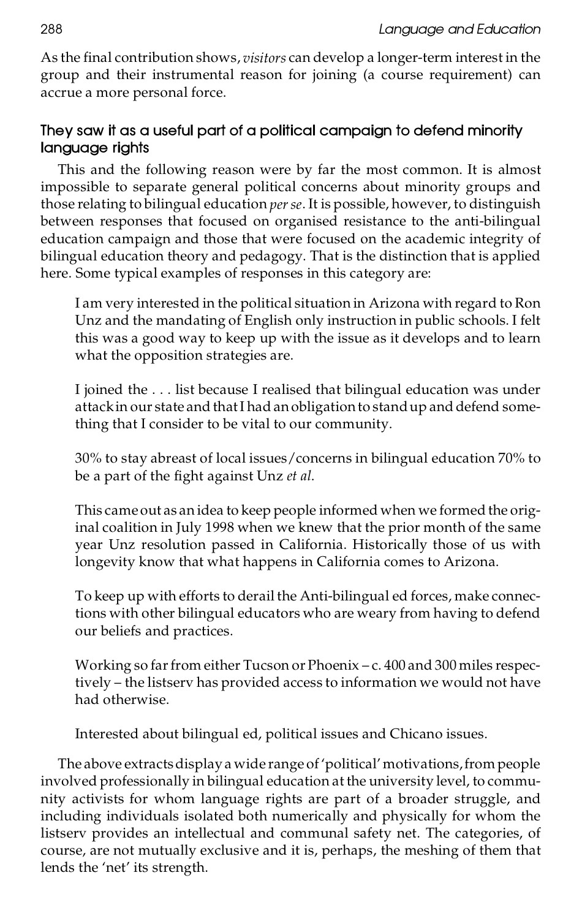As the final contribution shows, *visitors* can develop a longer-term interest in the group and their instrumental reason for joining (a course requirement) can accrue a more personal force.

### They saw it as a useful part of a political campaign to defend minority language rights

This and the following reason were by far the most common. It is almost impossible to separate general political concerns about minority groups and those relating to bilingual education *per se*. It is possible, however, to distinguish between responses that focused on organised resistance to the anti-bilingual education campaign and those that were focused on the academic integrity of bilingual education theory and pedagogy. That is the distinction that is applied here. Some typical examples of responses in this category are:

> I am very interested in the political situation in Arizona with regard to Ron Unz and the mandating of English only instruction in public schools. I felt this was a good way to keep up with the issue as it develops and to learn what the opposition strategies are.

> I joined the . . . list because I realised that bilingual education was under attack in our state and that I had an obligation to stand up and defend something that I consider to be vital to our community.

> 30% to stay abreast of local issues/concerns in bilingual education 70% to be a part of the fight against Unz *et al*.

> This came out as an idea to keep people informed when we formed the original coalition in July 1998 when we knew that the prior month of the same year Unz resolution passed in California. Historically those of us with longevity know that what happens in California comes to Arizona.

> To keep up with efforts to derail the Anti-bilingual ed forces, make connections with other bilingual educators who are weary from having to defend our beliefs and practices.

> Working so far from either Tucson or Phoenix – c. 400 and 300 miles respectively – the listserv has provided access to information we would not have had otherwise.

> Interested about bilingual ed, political issues and Chicano issues.

The above extracts display a wide range of 'political' motivations, from people involved professionally in bilingual education at the university level, to community activists for whom language rights are part of a broader struggle, and including individuals isolated both numerically and physically for whom the listserv provides an intellectual and communal safety net. The categories, of course, are not mutually exclusive and it is, perhaps, the meshing of them that lends the 'net' its strength.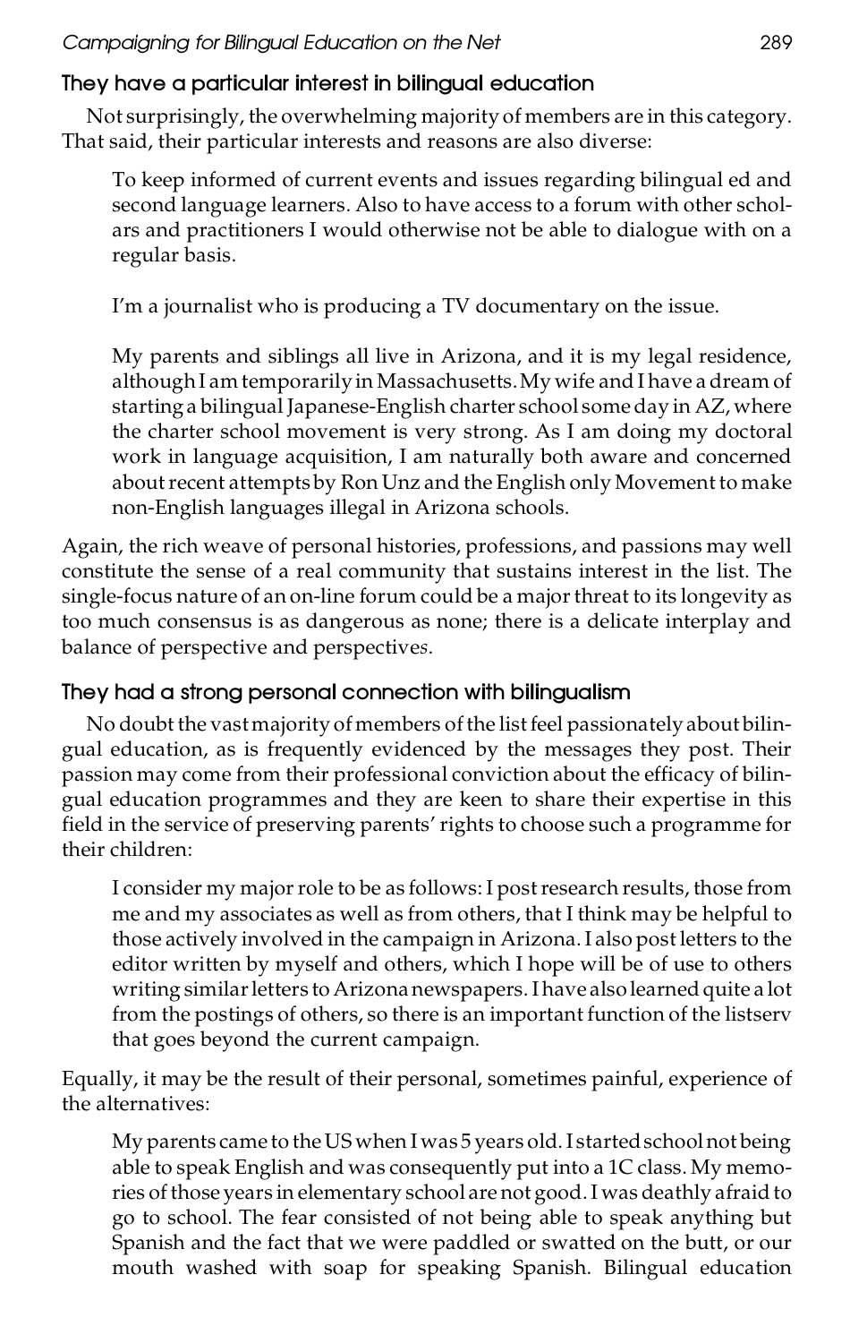### They have a particular interest in bilingual education

Not surprisingly, the overwhelming majority of members are in this category. That said, their particular interests and reasons are also diverse:

> To keep informed of current events and issues regarding bilingual ed and second language learners. Also to have access to a forum with other scholars and practitioners I would otherwise not be able to dialogue with on a regular basis.
>
> I'm a journalist who is producing a TV documentary on the issue.
>
> My parents and siblings all live in Arizona, and it is my legal residence, although I am temporarily in Massachusetts. My wife and I have a dream of starting a bilingual Japanese-English charter school some day in AZ, where the charter school movement is very strong. As I am doing my doctoral work in language acquisition, I am naturally both aware and concerned about recent attempts by Ron Unz and the English only Movement to make non-English languages illegal in Arizona schools.

Again, the rich weave of personal histories, professions, and passions may well constitute the sense of a real community that sustains interest in the list. The single-focus nature of an on-line forum could be a major threat to its longevity as too much consensus is as dangerous as none; there is a delicate interplay and balance of perspective and perspective*s*.

### They had a strong personal connection with bilingualism

No doubt the vast majority of members of the list feel passionately about bilingual education, as is frequently evidenced by the messages they post. Their passion may come from their professional conviction about the efficacy of bilingual education programmes and they are keen to share their expertise in this field in the service of preserving parents' rights to choose such a programme for their children:

> I consider my major role to be as follows: I post research results, those from me and my associates as well as from others, that I think may be helpful to those actively involved in the campaign in Arizona. I also post letters to the editor written by myself and others, which I hope will be of use to others writing similar letters to Arizona newspapers. I have also learned quite a lot from the postings of others, so there is an important function of the listserv that goes beyond the current campaign.

Equally, it may be the result of their personal, sometimes painful, experience of the alternatives:

> My parents came to the US when I was 5 years old. I started school not being able to speak English and was consequently put into a 1C class. My memories of those years in elementary school are not good. I was deathly afraid to go to school. The fear consisted of not being able to speak anything but Spanish and the fact that we were paddled or swatted on the butt, or our mouth washed with soap for speaking Spanish. Bilingual education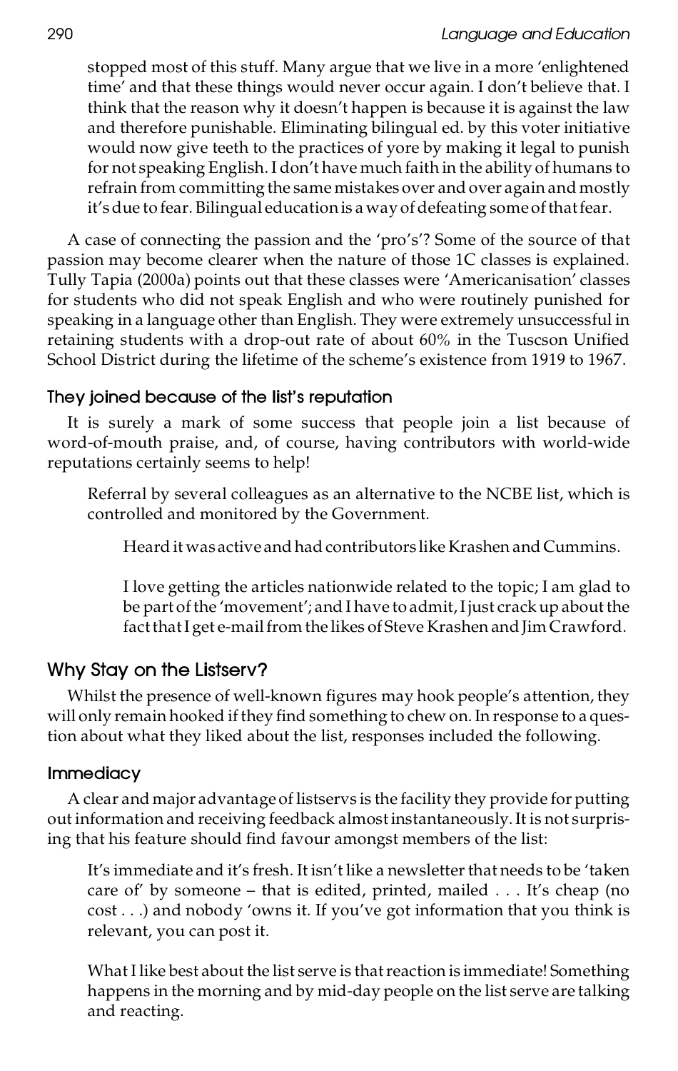stopped most of this stuff. Many argue that we live in a more 'enlightened time' and that these things would never occur again. I don't believe that. I think that the reason why it doesn't happen is because it is against the law and therefore punishable. Eliminating bilingual ed. by this voter initiative would now give teeth to the practices of yore by making it legal to punish for not speaking English. I don't have much faith in the ability of humans to refrain from committing the same mistakes over and over again and mostly it's due to fear. Bilingual education is a way of defeating some of that fear.

A case of connecting the passion and the 'pro's'? Some of the source of that passion may become clearer when the nature of those 1C classes is explained. Tully Tapia (2000a) points out that these classes were 'Americanisation' classes for students who did not speak English and who were routinely punished for speaking in a language other than English. They were extremely unsuccessful in retaining students with a drop-out rate of about 60% in the Tuscson Unified School District during the lifetime of the scheme's existence from 1919 to 1967.

### They joined because of the list's reputation

It is surely a mark of some success that people join a list because of word-of-mouth praise, and, of course, having contributors with world-wide reputations certainly seems to help!

> Referral by several colleagues as an alternative to the NCBE list, which is controlled and monitored by the Government.
>
> Heard it was active and had contributors like Krashen and Cummins.
>
> I love getting the articles nationwide related to the topic; I am glad to be part of the 'movement'; and I have to admit, I just crack up about the fact that I get e-mail from the likes of Steve Krashen and Jim Crawford.

## Why Stay on the Listserv?

Whilst the presence of well-known figures may hook people's attention, they will only remain hooked if they find something to chew on. In response to a question about what they liked about the list, responses included the following.

### Immediacy

A clear and major advantage of listservs is the facility they provide for putting out information and receiving feedback almost instantaneously. It is not surprising that his feature should find favour amongst members of the list:

> It's immediate and it's fresh. It isn't like a newsletter that needs to be 'taken care of' by someone – that is edited, printed, mailed . . . It's cheap (no cost . . .) and nobody 'owns it. If you've got information that you think is relevant, you can post it.
>
> What I like best about the list serve is that reaction is immediate! Something happens in the morning and by mid-day people on the list serve are talking and reacting.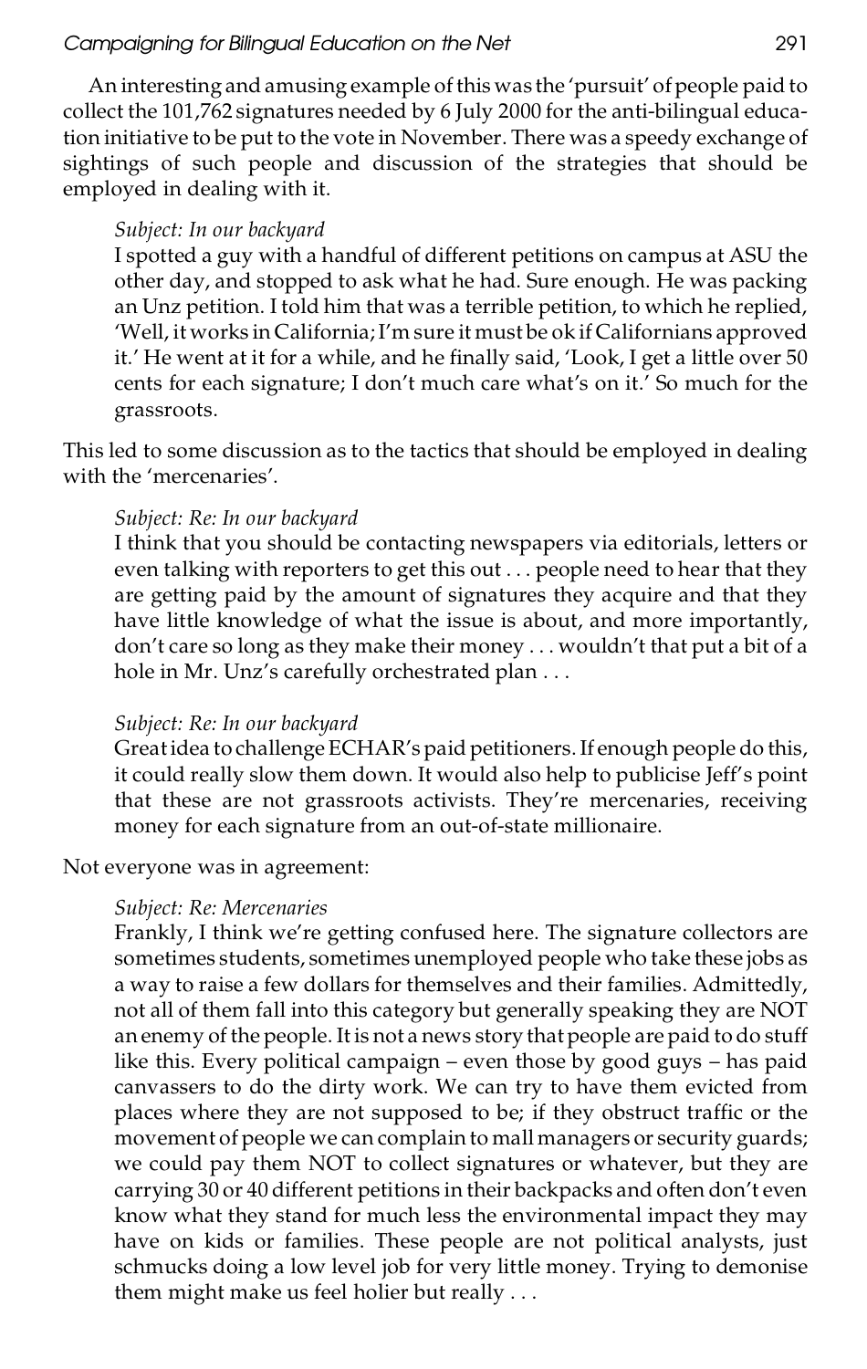An interesting and amusing example of this was the 'pursuit' of people paid to collect the 101,762 signatures needed by 6 July 2000 for the anti-bilingual education initiative to be put to the vote in November. There was a speedy exchange of sightings of such people and discussion of the strategies that should be employed in dealing with it.

> *Subject: In our backyard*
> I spotted a guy with a handful of different petitions on campus at ASU the other day, and stopped to ask what he had. Sure enough. He was packing an Unz petition. I told him that was a terrible petition, to which he replied, 'Well, it works in California; I'm sure it must be ok if Californians approved it.' He went at it for a while, and he finally said, 'Look, I get a little over 50 cents for each signature; I don't much care what's on it.' So much for the grassroots.

This led to some discussion as to the tactics that should be employed in dealing with the 'mercenaries'.

> *Subject: Re: In our backyard*
> I think that you should be contacting newspapers via editorials, letters or even talking with reporters to get this out . . . people need to hear that they are getting paid by the amount of signatures they acquire and that they have little knowledge of what the issue is about, and more importantly, don't care so long as they make their money . . . wouldn't that put a bit of a hole in Mr. Unz's carefully orchestrated plan . . .

> *Subject: Re: In our backyard*
> Great idea to challenge ECHAR's paid petitioners. If enough people do this, it could really slow them down. It would also help to publicise Jeff's point that these are not grassroots activists. They're mercenaries, receiving money for each signature from an out-of-state millionaire.

Not everyone was in agreement:

> *Subject: Re: Mercenaries*
> Frankly, I think we're getting confused here. The signature collectors are sometimes students, sometimes unemployed people who take these jobs as a way to raise a few dollars for themselves and their families. Admittedly, not all of them fall into this category but generally speaking they are NOT an enemy of the people. It is not a news story that people are paid to do stuff like this. Every political campaign – even those by good guys – has paid canvassers to do the dirty work. We can try to have them evicted from places where they are not supposed to be; if they obstruct traffic or the movement of people we can complain to mall managers or security guards; we could pay them NOT to collect signatures or whatever, but they are carrying 30 or 40 different petitions in their backpacks and often don't even know what they stand for much less the environmental impact they may have on kids or families. These people are not political analysts, just schmucks doing a low level job for very little money. Trying to demonise them might make us feel holier but really . . .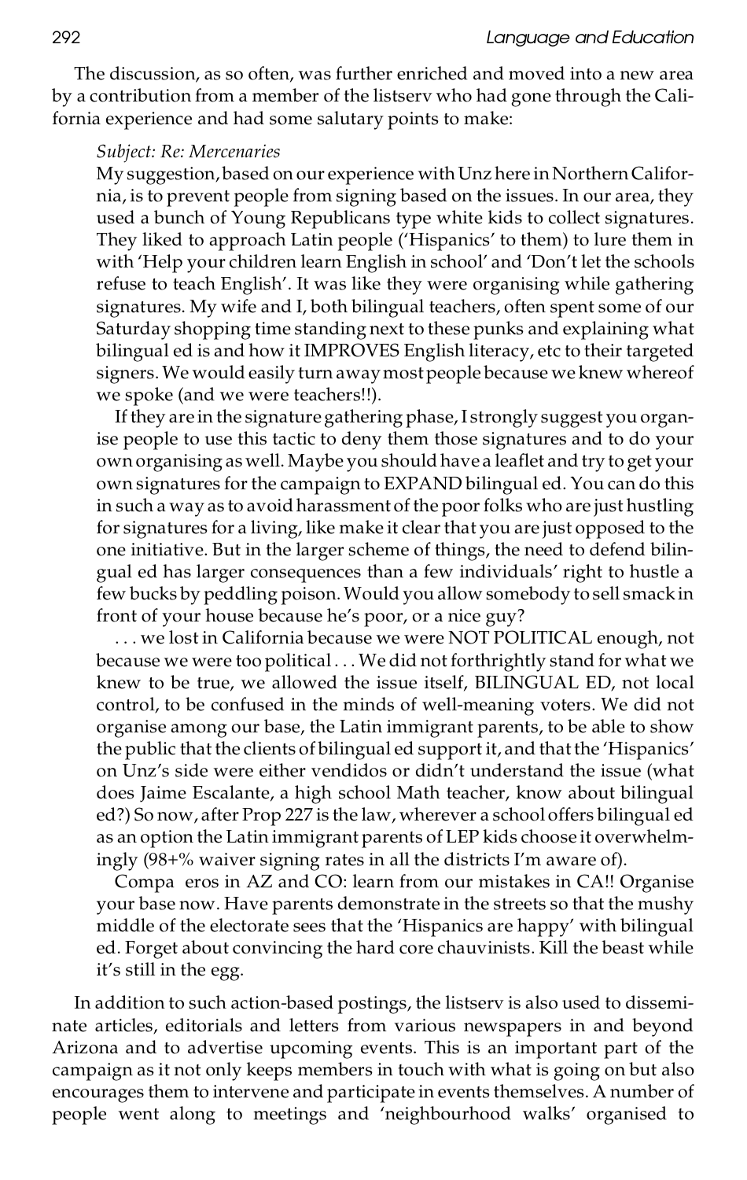The discussion, as so often, was further enriched and moved into a new area by a contribution from a member of the listserv who had gone through the California experience and had some salutary points to make:

> *Subject: Re: Mercenaries*
>
> My suggestion, based on our experience with Unz here in Northern California, is to prevent people from signing based on the issues. In our area, they used a bunch of Young Republicans type white kids to collect signatures. They liked to approach Latin people ('Hispanics' to them) to lure them in with 'Help your children learn English in school' and 'Don't let the schools refuse to teach English'. It was like they were organising while gathering signatures. My wife and I, both bilingual teachers, often spent some of our Saturday shopping time standing next to these punks and explaining what bilingual ed is and how it IMPROVES English literacy, etc to their targeted signers. We would easily turn away most people because we knew whereof we spoke (and we were teachers!!).
>
> If they are in the signature gathering phase, I strongly suggest you organise people to use this tactic to deny them those signatures and to do your own organising as well. Maybe you should have a leaflet and try to get your own signatures for the campaign to EXPAND bilingual ed. You can do this in such a way as to avoid harassment of the poor folks who are just hustling for signatures for a living, like make it clear that you are just opposed to the one initiative. But in the larger scheme of things, the need to defend bilingual ed has larger consequences than a few individuals' right to hustle a few bucks by peddling poison. Would you allow somebody to sell smack in front of your house because he's poor, or a nice guy?
>
> . . . we lost in California because we were NOT POLITICAL enough, not because we were too political . . . We did not forthrightly stand for what we knew to be true, we allowed the issue itself, BILINGUAL ED, not local control, to be confused in the minds of well-meaning voters. We did not organise among our base, the Latin immigrant parents, to be able to show the public that the clients of bilingual ed support it, and that the 'Hispanics' on Unz's side were either vendidos or didn't understand the issue (what does Jaime Escalante, a high school Math teacher, know about bilingual ed?) So now, after Prop 227 is the law, wherever a school offers bilingual ed as an option the Latin immigrant parents of LEP kids choose it overwhelmingly (98+% waiver signing rates in all the districts I'm aware of).
>
> Compa eros in AZ and CO: learn from our mistakes in CA!! Organise your base now. Have parents demonstrate in the streets so that the mushy middle of the electorate sees that the 'Hispanics are happy' with bilingual ed. Forget about convincing the hard core chauvinists. Kill the beast while it's still in the egg.

In addition to such action-based postings, the listserv is also used to disseminate articles, editorials and letters from various newspapers in and beyond Arizona and to advertise upcoming events. This is an important part of the campaign as it not only keeps members in touch with what is going on but also encourages them to intervene and participate in events themselves. A number of people went along to meetings and 'neighbourhood walks' organised to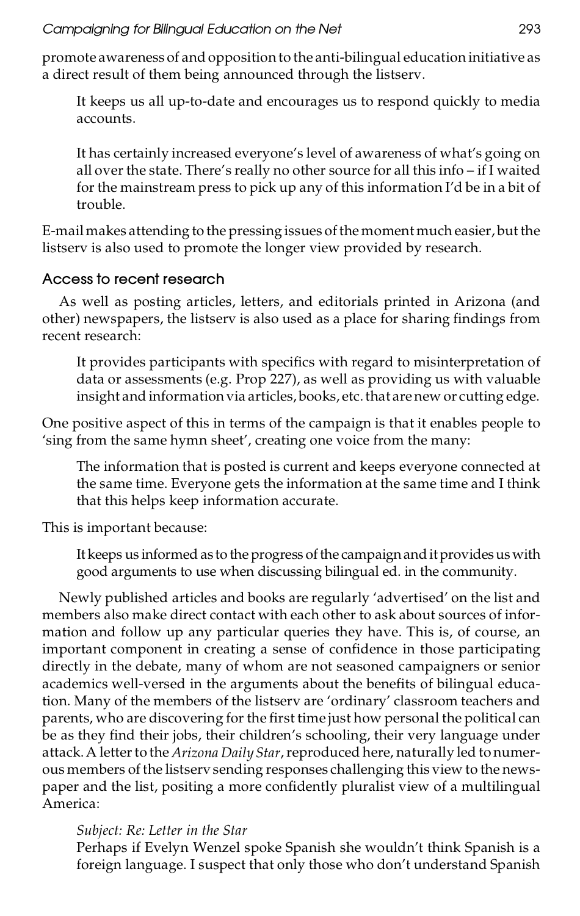promote awareness of and opposition to the anti-bilingual education initiative as a direct result of them being announced through the listserv.

> It keeps us all up-to-date and encourages us to respond quickly to media accounts.

> It has certainly increased everyone's level of awareness of what's going on all over the state. There's really no other source for all this info – if I waited for the mainstream press to pick up any of this information I'd be in a bit of trouble.

E-mail makes attending to the pressing issues of the moment much easier, but the listserv is also used to promote the longer view provided by research.

### Access to recent research

As well as posting articles, letters, and editorials printed in Arizona (and other) newspapers, the listserv is also used as a place for sharing findings from recent research:

> It provides participants with specifics with regard to misinterpretation of data or assessments (e.g. Prop 227), as well as providing us with valuable insight and information via articles, books, etc. that are new or cutting edge.

One positive aspect of this in terms of the campaign is that it enables people to 'sing from the same hymn sheet', creating one voice from the many:

> The information that is posted is current and keeps everyone connected at the same time. Everyone gets the information at the same time and I think that this helps keep information accurate.

This is important because:

> It keeps us informed as to the progress of the campaign and it provides us with good arguments to use when discussing bilingual ed. in the community.

Newly published articles and books are regularly 'advertised' on the list and members also make direct contact with each other to ask about sources of information and follow up any particular queries they have. This is, of course, an important component in creating a sense of confidence in those participating directly in the debate, many of whom are not seasoned campaigners or senior academics well-versed in the arguments about the benefits of bilingual education. Many of the members of the listserv are 'ordinary' classroom teachers and parents, who are discovering for the first time just how personal the political can be as they find their jobs, their children's schooling, their very language under attack. A letter to the *Arizona Daily Star*, reproduced here, naturally led to numerous members of the listserv sending responses challenging this view to the newspaper and the list, positing a more confidently pluralist view of a multilingual America:

> *Subject: Re: Letter in the Star*
> Perhaps if Evelyn Wenzel spoke Spanish she wouldn't think Spanish is a foreign language. I suspect that only those who don't understand Spanish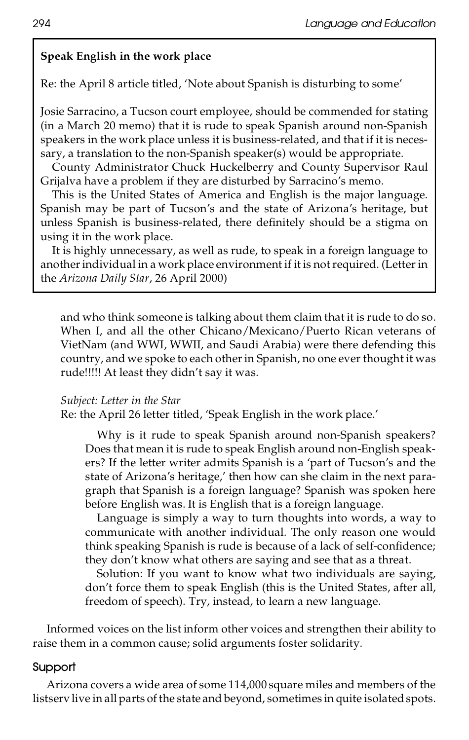> **Speak English in the work place**
>
> Re: the April 8 article titled, 'Note about Spanish is disturbing to some'
>
> Josie Sarracino, a Tucson court employee, should be commended for stating (in a March 20 memo) that it is rude to speak Spanish around non-Spanish speakers in the work place unless it is business-related, and that if it is necessary, a translation to the non-Spanish speaker(s) would be appropriate.
>
> County Administrator Chuck Huckelberry and County Supervisor Raul Grijalva have a problem if they are disturbed by Sarracino's memo.
>
> This is the United States of America and English is the major language. Spanish may be part of Tucson's and the state of Arizona's heritage, but unless Spanish is business-related, there definitely should be a stigma on using it in the work place.
>
> It is highly unnecessary, as well as rude, to speak in a foreign language to another individual in a work place environment if it is not required. (Letter in the *Arizona Daily Star*, 26 April 2000)

and who think someone is talking about them claim that it is rude to do so. When I, and all the other Chicano/Mexicano/Puerto Rican veterans of VietNam (and WWI, WWII, and Saudi Arabia) were there defending this country, and we spoke to each other in Spanish, no one ever thought it was rude!!!!! At least they didn't say it was.

*Subject: Letter in the Star*

Re: the April 26 letter titled, 'Speak English in the work place.'

> Why is it rude to speak Spanish around non-Spanish speakers? Does that mean it is rude to speak English around non-English speakers? If the letter writer admits Spanish is a 'part of Tucson's and the state of Arizona's heritage,' then how can she claim in the next paragraph that Spanish is a foreign language? Spanish was spoken here before English was. It is English that is a foreign language.
>
> Language is simply a way to turn thoughts into words, a way to communicate with another individual. The only reason one would think speaking Spanish is rude is because of a lack of self-confidence; they don't know what others are saying and see that as a threat.
>
> Solution: If you want to know what two individuals are saying, don't force them to speak English (this is the United States, after all, freedom of speech). Try, instead, to learn a new language.

Informed voices on the list inform other voices and strengthen their ability to raise them in a common cause; solid arguments foster solidarity.

## Support

Arizona covers a wide area of some 114,000 square miles and members of the listserv live in all parts of the state and beyond, sometimes in quite isolated spots.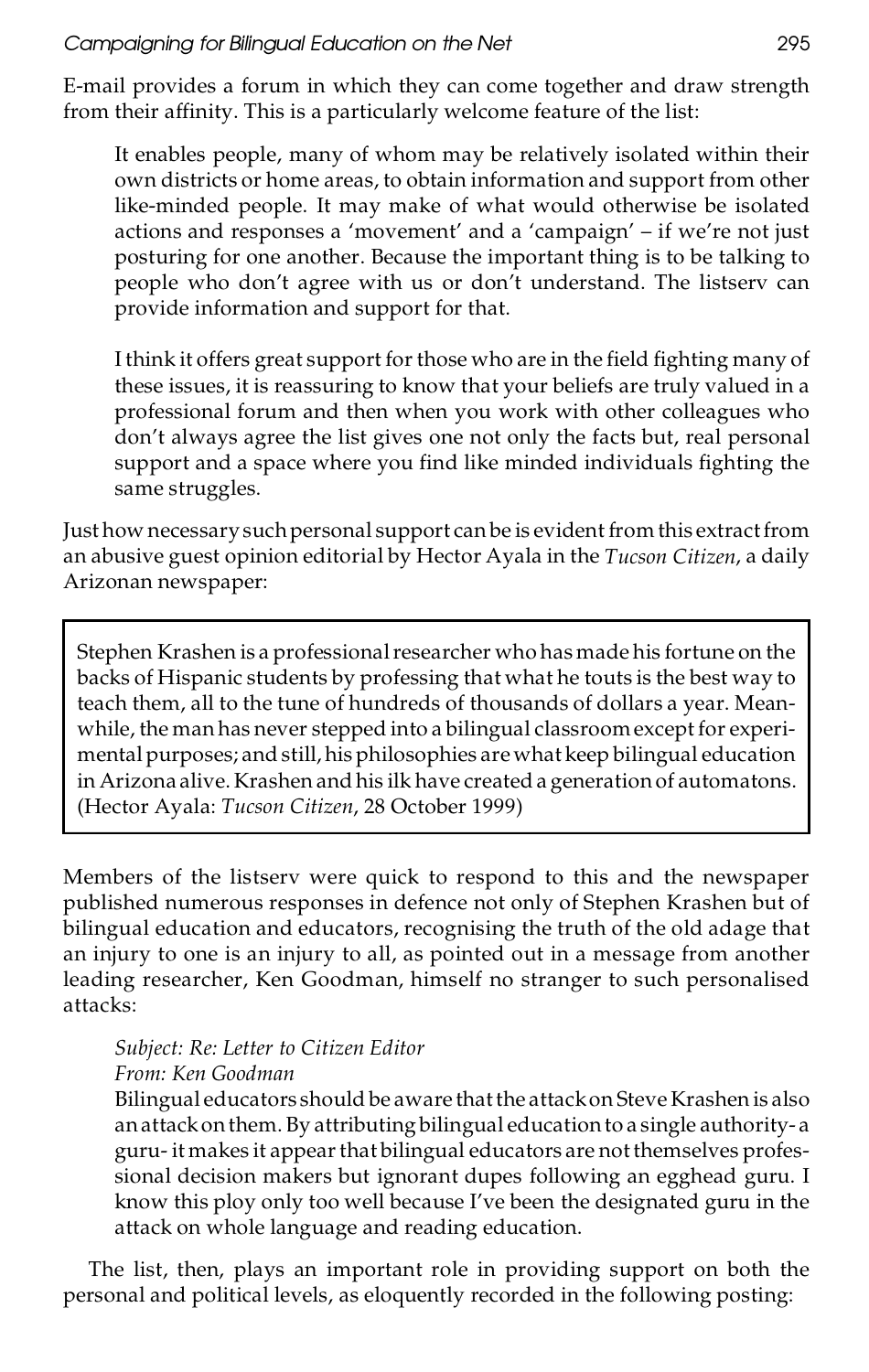E-mail provides a forum in which they can come together and draw strength from their affinity. This is a particularly welcome feature of the list:

> It enables people, many of whom may be relatively isolated within their own districts or home areas, to obtain information and support from other like-minded people. It may make of what would otherwise be isolated actions and responses a 'movement' and a 'campaign' – if we're not just posturing for one another. Because the important thing is to be talking to people who don't agree with us or don't understand. The listserv can provide information and support for that.
>
> I think it offers great support for those who are in the field fighting many of these issues, it is reassuring to know that your beliefs are truly valued in a professional forum and then when you work with other colleagues who don't always agree the list gives one not only the facts but, real personal support and a space where you find like minded individuals fighting the same struggles.

Just how necessary such personal support can be is evident from this extract from an abusive guest opinion editorial by Hector Ayala in the *Tucson Citizen*, a daily Arizonan newspaper:

> Stephen Krashen is a professional researcher who has made his fortune on the backs of Hispanic students by professing that what he touts is the best way to teach them, all to the tune of hundreds of thousands of dollars a year. Meanwhile, the man has never stepped into a bilingual classroom except for experimental purposes; and still, his philosophies are what keep bilingual education in Arizona alive. Krashen and his ilk have created a generation of automatons. (Hector Ayala: *Tucson Citizen*, 28 October 1999)

Members of the listserv were quick to respond to this and the newspaper published numerous responses in defence not only of Stephen Krashen but of bilingual education and educators, recognising the truth of the old adage that an injury to one is an injury to all, as pointed out in a message from another leading researcher, Ken Goodman, himself no stranger to such personalised attacks:

> *Subject: Re: Letter to Citizen Editor*
> *From: Ken Goodman*
> Bilingual educators should be aware that the attack on Steve Krashen is also an attack on them. By attributing bilingual education to a single authority- a guru- it makes it appear that bilingual educators are not themselves professional decision makers but ignorant dupes following an egghead guru. I know this ploy only too well because I've been the designated guru in the attack on whole language and reading education.

The list, then, plays an important role in providing support on both the personal and political levels, as eloquently recorded in the following posting: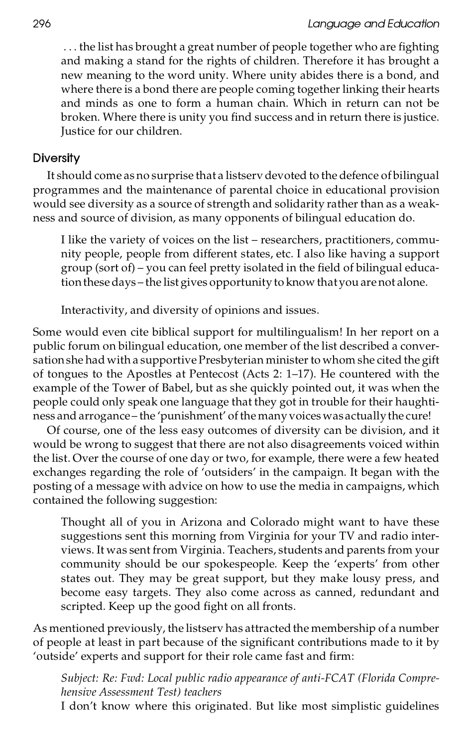. . . the list has brought a great number of people together who are fighting and making a stand for the rights of children. Therefore it has brought a new meaning to the word unity. Where unity abides there is a bond, and where there is a bond there are people coming together linking their hearts and minds as one to form a human chain. Which in return can not be broken. Where there is unity you find success and in return there is justice. Justice for our children.

## Diversity

It should come as no surprise that a listserv devoted to the defence of bilingual programmes and the maintenance of parental choice in educational provision would see diversity as a source of strength and solidarity rather than as a weakness and source of division, as many opponents of bilingual education do.

> I like the variety of voices on the list – researchers, practitioners, community people, people from different states, etc. I also like having a support group (sort of) – you can feel pretty isolated in the field of bilingual education these days – the list gives opportunity to know that you are not alone.

> Interactivity, and diversity of opinions and issues.

Some would even cite biblical support for multilingualism! In her report on a public forum on bilingual education, one member of the list described a conversation she had with a supportive Presbyterian minister to whom she cited the gift of tongues to the Apostles at Pentecost (Acts 2: 1–17). He countered with the example of the Tower of Babel, but as she quickly pointed out, it was when the people could only speak one language that they got in trouble for their haughtiness and arrogance – the 'punishment' of the many voices was actually the cure!

Of course, one of the less easy outcomes of diversity can be division, and it would be wrong to suggest that there are not also disagreements voiced within the list. Over the course of one day or two, for example, there were a few heated exchanges regarding the role of 'outsiders' in the campaign. It began with the posting of a message with advice on how to use the media in campaigns, which contained the following suggestion:

> Thought all of you in Arizona and Colorado might want to have these suggestions sent this morning from Virginia for your TV and radio interviews. It was sent from Virginia. Teachers, students and parents from your community should be our spokespeople. Keep the 'experts' from other states out. They may be great support, but they make lousy press, and become easy targets. They also come across as canned, redundant and scripted. Keep up the good fight on all fronts.

As mentioned previously, the listserv has attracted the membership of a number of people at least in part because of the significant contributions made to it by 'outside' experts and support for their role came fast and firm:

> *Subject: Re: Fwd: Local public radio appearance of anti-FCAT (Florida Comprehensive Assessment Test) teachers*
> I don't know where this originated. But like most simplistic guidelines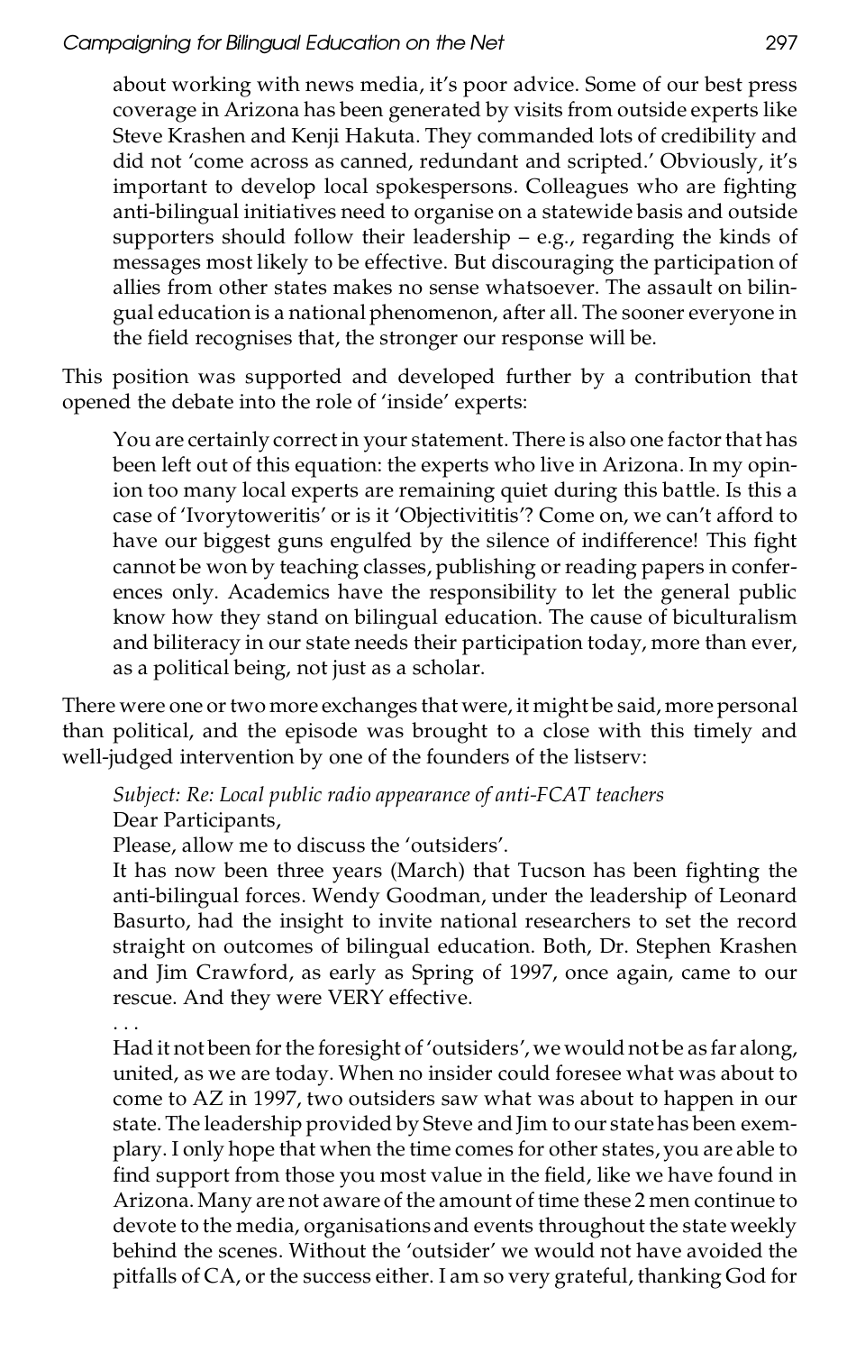> about working with news media, it's poor advice. Some of our best press coverage in Arizona has been generated by visits from outside experts like Steve Krashen and Kenji Hakuta. They commanded lots of credibility and did not 'come across as canned, redundant and scripted.' Obviously, it's important to develop local spokespersons. Colleagues who are fighting anti-bilingual initiatives need to organise on a statewide basis and outside supporters should follow their leadership – e.g., regarding the kinds of messages most likely to be effective. But discouraging the participation of allies from other states makes no sense whatsoever. The assault on bilingual education is a national phenomenon, after all. The sooner everyone in the field recognises that, the stronger our response will be.

This position was supported and developed further by a contribution that opened the debate into the role of 'inside' experts:

> You are certainly correct in your statement. There is also one factor that has been left out of this equation: the experts who live in Arizona. In my opinion too many local experts are remaining quiet during this battle. Is this a case of 'Ivorytoweritis' or is it 'Objectivititis'? Come on, we can't afford to have our biggest guns engulfed by the silence of indifference! This fight cannot be won by teaching classes, publishing or reading papers in conferences only. Academics have the responsibility to let the general public know how they stand on bilingual education. The cause of biculturalism and biliteracy in our state needs their participation today, more than ever, as a political being, not just as a scholar.

There were one or two more exchanges that were, it might be said, more personal than political, and the episode was brought to a close with this timely and well-judged intervention by one of the founders of the listserv:

> *Subject: Re: Local public radio appearance of anti-FCAT teachers*
> Dear Participants,
> Please, allow me to discuss the 'outsiders'.
> It has now been three years (March) that Tucson has been fighting the anti-bilingual forces. Wendy Goodman, under the leadership of Leonard Basurto, had the insight to invite national researchers to set the record straight on outcomes of bilingual education. Both, Dr. Stephen Krashen and Jim Crawford, as early as Spring of 1997, once again, came to our rescue. And they were VERY effective.
> . . .
> Had it not been for the foresight of 'outsiders', we would not be as far along, united, as we are today. When no insider could foresee what was about to come to AZ in 1997, two outsiders saw what was about to happen in our state. The leadership provided by Steve and Jim to our state has been exemplary. I only hope that when the time comes for other states, you are able to find support from those you most value in the field, like we have found in Arizona. Many are not aware of the amount of time these 2 men continue to devote to the media, organisations and events throughout the state weekly behind the scenes. Without the 'outsider' we would not have avoided the pitfalls of CA, or the success either. I am so very grateful, thanking God for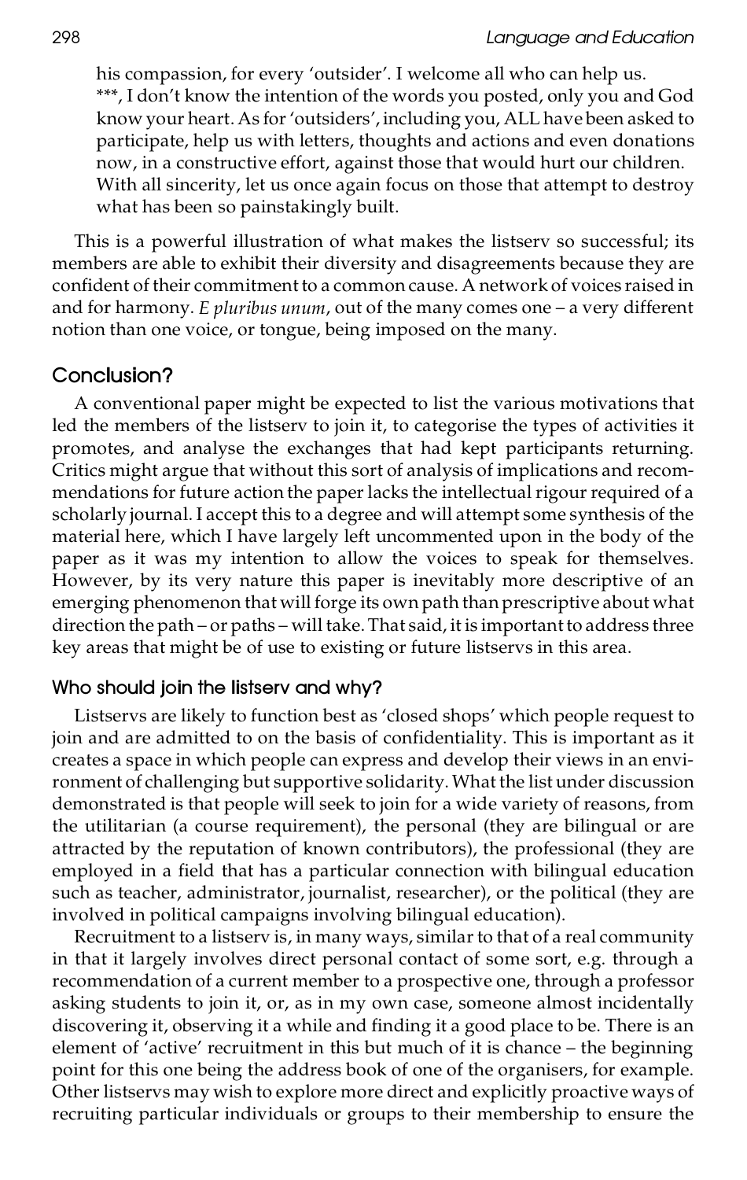> his compassion, for every 'outsider'. I welcome all who can help us.
> ***, I don't know the intention of the words you posted, only you and God know your heart. As for 'outsiders', including you, ALL have been asked to participate, help us with letters, thoughts and actions and even donations now, in a constructive effort, against those that would hurt our children. With all sincerity, let us once again focus on those that attempt to destroy what has been so painstakingly built.

This is a powerful illustration of what makes the listserv so successful; its members are able to exhibit their diversity and disagreements because they are confident of their commitment to a common cause. A network of voices raised in and for harmony. *E pluribus unum*, out of the many comes one – a very different notion than one voice, or tongue, being imposed on the many.

## Conclusion?

A conventional paper might be expected to list the various motivations that led the members of the listserv to join it, to categorise the types of activities it promotes, and analyse the exchanges that had kept participants returning. Critics might argue that without this sort of analysis of implications and recommendations for future action the paper lacks the intellectual rigour required of a scholarly journal. I accept this to a degree and will attempt some synthesis of the material here, which I have largely left uncommented upon in the body of the paper as it was my intention to allow the voices to speak for themselves. However, by its very nature this paper is inevitably more descriptive of an emerging phenomenon that will forge its own path than prescriptive about what direction the path – or paths – will take. That said, it is important to address three key areas that might be of use to existing or future listservs in this area.

### Who should join the listserv and why?

Listservs are likely to function best as 'closed shops' which people request to join and are admitted to on the basis of confidentiality. This is important as it creates a space in which people can express and develop their views in an environment of challenging but supportive solidarity. What the list under discussion demonstrated is that people will seek to join for a wide variety of reasons, from the utilitarian (a course requirement), the personal (they are bilingual or are attracted by the reputation of known contributors), the professional (they are employed in a field that has a particular connection with bilingual education such as teacher, administrator, journalist, researcher), or the political (they are involved in political campaigns involving bilingual education).

Recruitment to a listserv is, in many ways, similar to that of a real community in that it largely involves direct personal contact of some sort, e.g. through a recommendation of a current member to a prospective one, through a professor asking students to join it, or, as in my own case, someone almost incidentally discovering it, observing it a while and finding it a good place to be. There is an element of 'active' recruitment in this but much of it is chance – the beginning point for this one being the address book of one of the organisers, for example. Other listservs may wish to explore more direct and explicitly proactive ways of recruiting particular individuals or groups to their membership to ensure the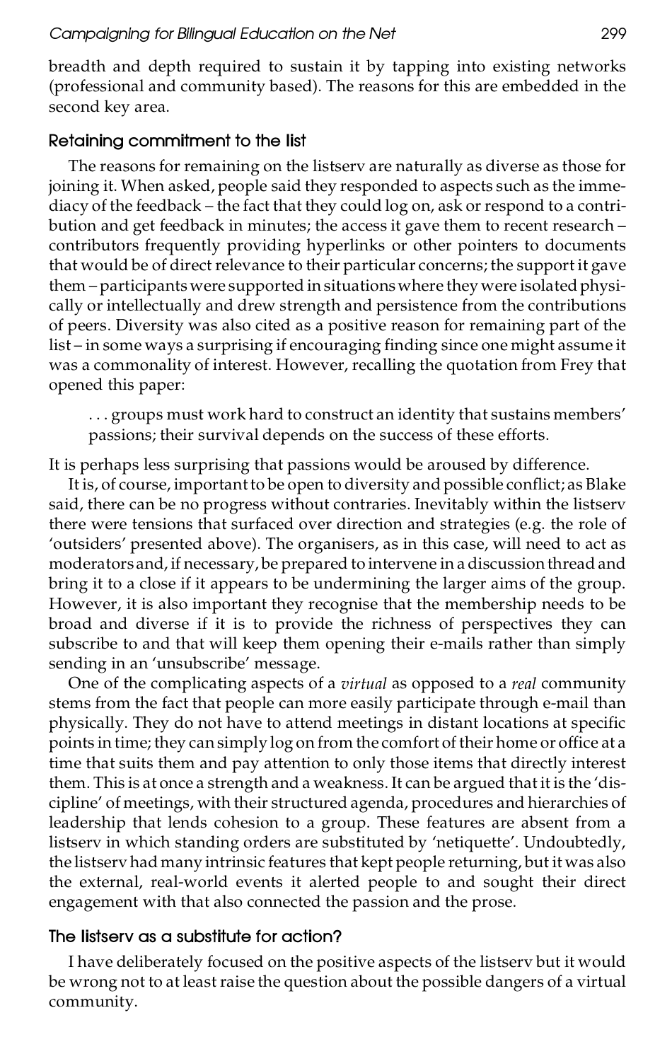breadth and depth required to sustain it by tapping into existing networks (professional and community based). The reasons for this are embedded in the second key area.

### Retaining commitment to the list

The reasons for remaining on the listserv are naturally as diverse as those for joining it. When asked, people said they responded to aspects such as the immediacy of the feedback – the fact that they could log on, ask or respond to a contribution and get feedback in minutes; the access it gave them to recent research – contributors frequently providing hyperlinks or other pointers to documents that would be of direct relevance to their particular concerns; the support it gave them – participants were supported in situations where they were isolated physically or intellectually and drew strength and persistence from the contributions of peers. Diversity was also cited as a positive reason for remaining part of the list – in some ways a surprising if encouraging finding since one might assume it was a commonality of interest. However, recalling the quotation from Frey that opened this paper:

> . . . groups must work hard to construct an identity that sustains members' passions; their survival depends on the success of these efforts.

It is perhaps less surprising that passions would be aroused by difference.

It is, of course, important to be open to diversity and possible conflict; as Blake said, there can be no progress without contraries. Inevitably within the listserv there were tensions that surfaced over direction and strategies (e.g. the role of 'outsiders' presented above). The organisers, as in this case, will need to act as moderators and, if necessary, be prepared to intervene in a discussion thread and bring it to a close if it appears to be undermining the larger aims of the group. However, it is also important they recognise that the membership needs to be broad and diverse if it is to provide the richness of perspectives they can subscribe to and that will keep them opening their e-mails rather than simply sending in an 'unsubscribe' message.

One of the complicating aspects of a *virtual* as opposed to a *real* community stems from the fact that people can more easily participate through e-mail than physically. They do not have to attend meetings in distant locations at specific points in time; they can simply log on from the comfort of their home or office at a time that suits them and pay attention to only those items that directly interest them. This is at once a strength and a weakness. It can be argued that it is the 'discipline' of meetings, with their structured agenda, procedures and hierarchies of leadership that lends cohesion to a group. These features are absent from a listserv in which standing orders are substituted by 'netiquette'. Undoubtedly, the listserv had many intrinsic features that kept people returning, but it was also the external, real-world events it alerted people to and sought their direct engagement with that also connected the passion and the prose.

### The listserv as a substitute for action?

I have deliberately focused on the positive aspects of the listserv but it would be wrong not to at least raise the question about the possible dangers of a virtual community.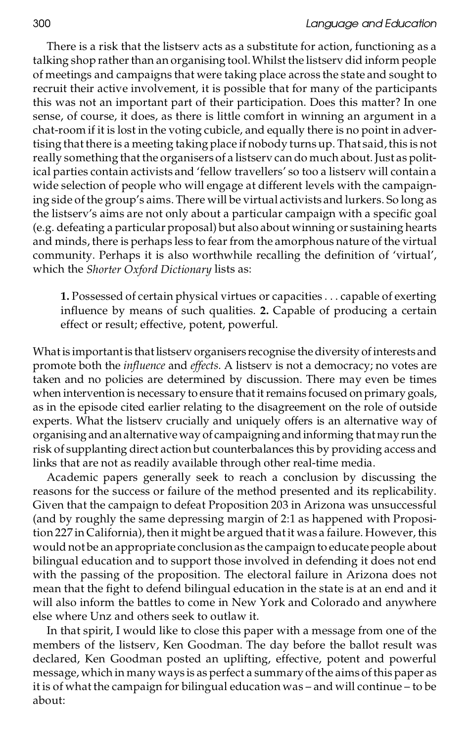There is a risk that the listserv acts as a substitute for action, functioning as a talking shop rather than an organising tool. Whilst the listserv did inform people of meetings and campaigns that were taking place across the state and sought to recruit their active involvement, it is possible that for many of the participants this was not an important part of their participation. Does this matter? In one sense, of course, it does, as there is little comfort in winning an argument in a chat-room if it is lost in the voting cubicle, and equally there is no point in advertising that there is a meeting taking place if nobody turns up. That said, this is not really something that the organisers of a listserv can do much about. Just as political parties contain activists and 'fellow travellers' so too a listserv will contain a wide selection of people who will engage at different levels with the campaigning side of the group's aims. There will be virtual activists and lurkers. So long as the listserv's aims are not only about a particular campaign with a specific goal (e.g. defeating a particular proposal) but also about winning or sustaining hearts and minds, there is perhaps less to fear from the amorphous nature of the virtual community. Perhaps it is also worthwhile recalling the definition of 'virtual', which the *Shorter Oxford Dictionary* lists as:

> **1.** Possessed of certain physical virtues or capacities . . . capable of exerting influence by means of such qualities. **2.** Capable of producing a certain effect or result; effective, potent, powerful.

What is important is that listserv organisers recognise the diversity of interests and promote both the *influence* and *effects.* A listserv is not a democracy; no votes are taken and no policies are determined by discussion. There may even be times when intervention is necessary to ensure that it remains focused on primary goals, as in the episode cited earlier relating to the disagreement on the role of outside experts. What the listserv crucially and uniquely offers is an alternative way of organising and an alternative way of campaigning and informing that may run the risk of supplanting direct action but counterbalances this by providing access and links that are not as readily available through other real-time media.

Academic papers generally seek to reach a conclusion by discussing the reasons for the success or failure of the method presented and its replicability. Given that the campaign to defeat Proposition 203 in Arizona was unsuccessful (and by roughly the same depressing margin of 2:1 as happened with Proposition 227 in California), then it might be argued that it was a failure. However, this would not be an appropriate conclusion as the campaign to educate people about bilingual education and to support those involved in defending it does not end with the passing of the proposition. The electoral failure in Arizona does not mean that the fight to defend bilingual education in the state is at an end and it will also inform the battles to come in New York and Colorado and anywhere else where Unz and others seek to outlaw it.

In that spirit, I would like to close this paper with a message from one of the members of the listserv, Ken Goodman. The day before the ballot result was declared, Ken Goodman posted an uplifting, effective, potent and powerful message, which in many ways is as perfect a summary of the aims of this paper as it is of what the campaign for bilingual education was – and will continue – to be about: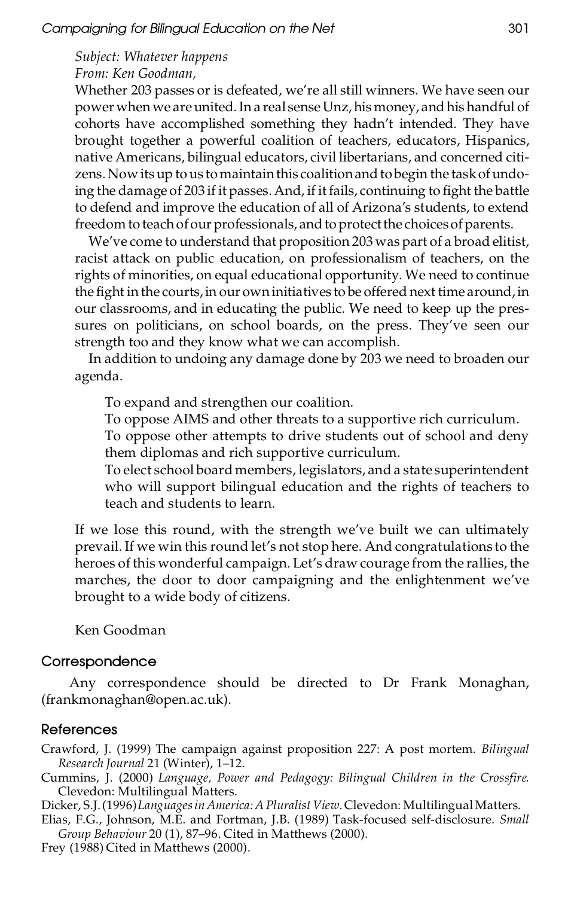*Subject: Whatever happens*
*From: Ken Goodman,*

Whether 203 passes or is defeated, we're all still winners. We have seen our power when we are united. In a real sense Unz, his money, and his handful of cohorts have accomplished something they hadn't intended. They have brought together a powerful coalition of teachers, educators, Hispanics, native Americans, bilingual educators, civil libertarians, and concerned citizens. Now its up to us to maintain this coalition and to begin the task of undoing the damage of 203 if it passes. And, if it fails, continuing to fight the battle to defend and improve the education of all of Arizona's students, to extend freedom to teach of our professionals, and to protect the choices of parents.

We've come to understand that proposition 203 was part of a broad elitist, racist attack on public education, on professionalism of teachers, on the rights of minorities, on equal educational opportunity. We need to continue the fight in the courts, in our own initiatives to be offered next time around, in our classrooms, and in educating the public. We need to keep up the pressures on politicians, on school boards, on the press. They've seen our strength too and they know what we can accomplish.

In addition to undoing any damage done by 203 we need to broaden our agenda.

To expand and strengthen our coalition.
To oppose AIMS and other threats to a supportive rich curriculum.
To oppose other attempts to drive students out of school and deny them diplomas and rich supportive curriculum.
To elect school board members, legislators, and a state superintendent who will support bilingual education and the rights of teachers to teach and students to learn.

If we lose this round, with the strength we've built we can ultimately prevail. If we win this round let's not stop here. And congratulations to the heroes of this wonderful campaign. Let's draw courage from the rallies, the marches, the door to door campaigning and the enlightenment we've brought to a wide body of citizens.

Ken Goodman

## Correspondence

Any correspondence should be directed to Dr Frank Monaghan, (frankmonaghan@open.ac.uk).

## References

Crawford, J. (1999) The campaign against proposition 227: A post mortem. *Bilingual Research Journal* 21 (Winter), 1–12.

Cummins, J. (2000) *Language, Power and Pedagogy: Bilingual Children in the Crossfire*. Clevedon: Multilingual Matters.

Dicker, S.J. (1996) *Languages in America: A Pluralist View*. Clevedon: Multilingual Matters.

Elias, F.G., Johnson, M.E. and Fortman, J.B. (1989) Task-focused self-disclosure. *Small Group Behaviour* 20 (1), 87–96. Cited in Matthews (2000).

Frey (1988) Cited in Matthews (2000).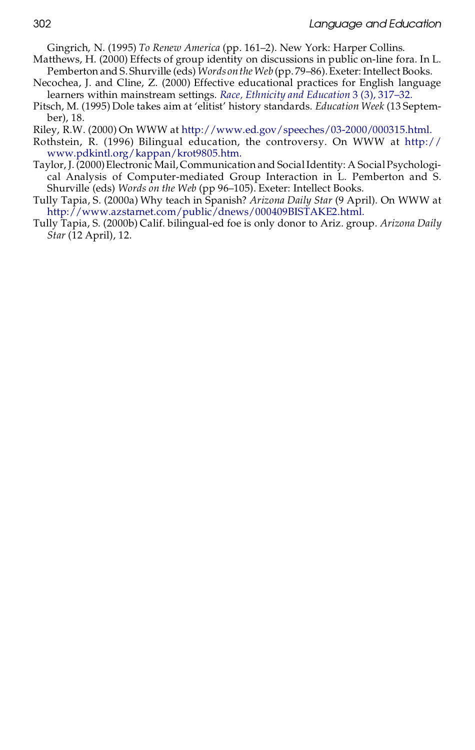Gingrich, N. (1995) *To Renew America* (pp. 161–2). New York: Harper Collins.

Matthews, H. (2000) Effects of group identity on discussions in public on-line fora. In L. Pemberton and S. Shurville (eds) *Words on the Web* (pp. 79–86). Exeter: Intellect Books.

Necochea, J. and Cline, Z. (2000) Effective educational practices for English language learners within mainstream settings. *Race, Ethnicity and Education* 3 (3), 317–32.

Pitsch, M. (1995) Dole takes aim at 'elitist' history standards. *Education Week* (13 September), 18.

Riley, R.W. (2000) On WWW at http://www.ed.gov/speeches/03-2000/000315.html.

Rothstein, R. (1996) Bilingual education, the controversy. On WWW at http://www.pdkintl.org/kappan/krot9805.htm.

Taylor, J. (2000) Electronic Mail, Communication and Social Identity: A Social Psychological Analysis of Computer-mediated Group Interaction in L. Pemberton and S. Shurville (eds) *Words on the Web* (pp 96–105). Exeter: Intellect Books.

Tully Tapia, S. (2000a) Why teach in Spanish? *Arizona Daily Star* (9 April). On WWW at http://www.azstarnet.com/public/dnews/000409BISTAKE2.html.

Tully Tapia, S. (2000b) Calif. bilingual-ed foe is only donor to Ariz. group. *Arizona Daily Star* (12 April), 12.